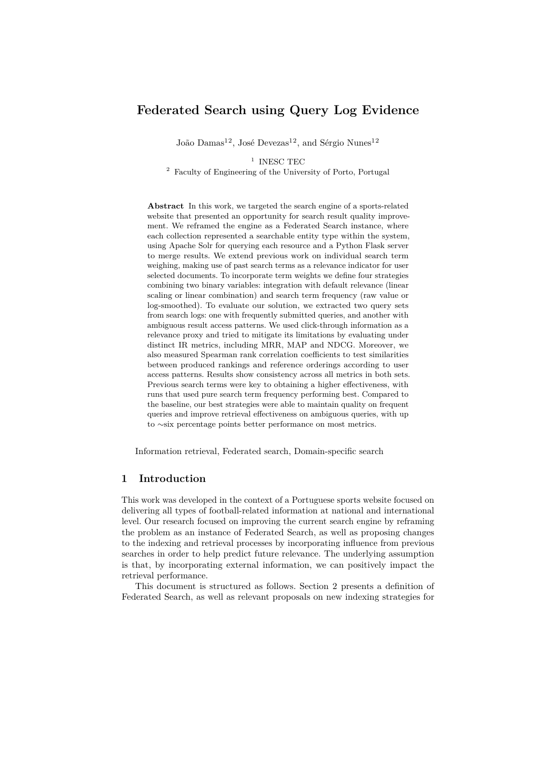# Federated Search using Query Log Evidence

João Damas[1,2], José Devezas[1,2], and Sérgio Nunes[1,2]

[1] INESC TEC
[2] Faculty of Engineering of the University of Porto, Portugal

**Abstract** In this work, we targeted the search engine of a sports-related website that presented an opportunity for search result quality improvement. We reframed the engine as a Federated Search instance, where each collection represented a searchable entity type within the system, using Apache Solr for querying each resource and a Python Flask server to merge results. We extend previous work on individual search term weighing, making use of past search terms as a relevance indicator for user selected documents. To incorporate term weights we define four strategies combining two binary variables: integration with default relevance (linear scaling or linear combination) and search term frequency (raw value or log-smoothed). To evaluate our solution, we extracted two query sets from search logs: one with frequently submitted queries, and another with ambiguous result access patterns. We used click-through information as a relevance proxy and tried to mitigate its limitations by evaluating under distinct IR metrics, including MRR, MAP and NDCG. Moreover, we also measured Spearman rank correlation coefficients to test similarities between produced rankings and reference orderings according to user access patterns. Results show consistency across all metrics in both sets. Previous search terms were key to obtaining a higher effectiveness, with runs that used pure search term frequency performing best. Compared to the baseline, our best strategies were able to maintain quality on frequent queries and improve retrieval effectiveness on ambiguous queries, with up to ∼six percentage points better performance on most metrics.

Information retrieval, Federated search, Domain-specific search

## 1 Introduction

This work was developed in the context of a Portuguese sports website focused on delivering all types of football-related information at national and international level. Our research focused on improving the current search engine by reframing the problem as an instance of Federated Search, as well as proposing changes to the indexing and retrieval processes by incorporating influence from previous searches in order to help predict future relevance. The underlying assumption is that, by incorporating external information, we can positively impact the retrieval performance.

This document is structured as follows. Section 2 presents a definition of Federated Search, as well as relevant proposals on new indexing strategies for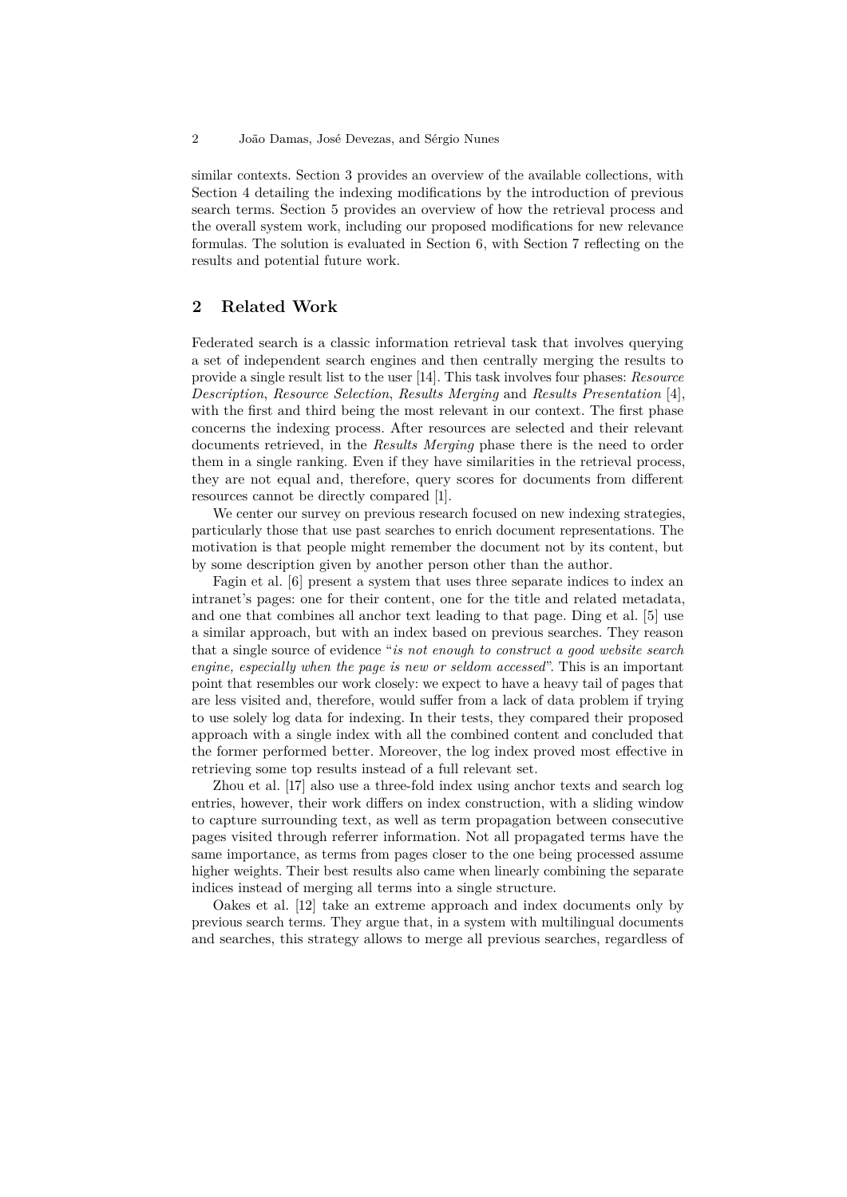similar contexts. Section 3 provides an overview of the available collections, with Section 4 detailing the indexing modifications by the introduction of previous search terms. Section 5 provides an overview of how the retrieval process and the overall system work, including our proposed modifications for new relevance formulas. The solution is evaluated in Section 6, with Section 7 reflecting on the results and potential future work.

## 2 Related Work

Federated search is a classic information retrieval task that involves querying a set of independent search engines and then centrally merging the results to provide a single result list to the user [14]. This task involves four phases: *Resource Description*, *Resource Selection*, *Results Merging* and *Results Presentation* [4], with the first and third being the most relevant in our context. The first phase concerns the indexing process. After resources are selected and their relevant documents retrieved, in the *Results Merging* phase there is the need to order them in a single ranking. Even if they have similarities in the retrieval process, they are not equal and, therefore, query scores for documents from different resources cannot be directly compared [1].

We center our survey on previous research focused on new indexing strategies, particularly those that use past searches to enrich document representations. The motivation is that people might remember the document not by its content, but by some description given by another person other than the author.

Fagin et al. [6] present a system that uses three separate indices to index an intranet's pages: one for their content, one for the title and related metadata, and one that combines all anchor text leading to that page. Ding et al. [5] use a similar approach, but with an index based on previous searches. They reason that a single source of evidence "*is not enough to construct a good website search engine, especially when the page is new or seldom accessed*". This is an important point that resembles our work closely: we expect to have a heavy tail of pages that are less visited and, therefore, would suffer from a lack of data problem if trying to use solely log data for indexing. In their tests, they compared their proposed approach with a single index with all the combined content and concluded that the former performed better. Moreover, the log index proved most effective in retrieving some top results instead of a full relevant set.

Zhou et al. [17] also use a three-fold index using anchor texts and search log entries, however, their work differs on index construction, with a sliding window to capture surrounding text, as well as term propagation between consecutive pages visited through referrer information. Not all propagated terms have the same importance, as terms from pages closer to the one being processed assume higher weights. Their best results also came when linearly combining the separate indices instead of merging all terms into a single structure.

Oakes et al. [12] take an extreme approach and index documents only by previous search terms. They argue that, in a system with multilingual documents and searches, this strategy allows to merge all previous searches, regardless of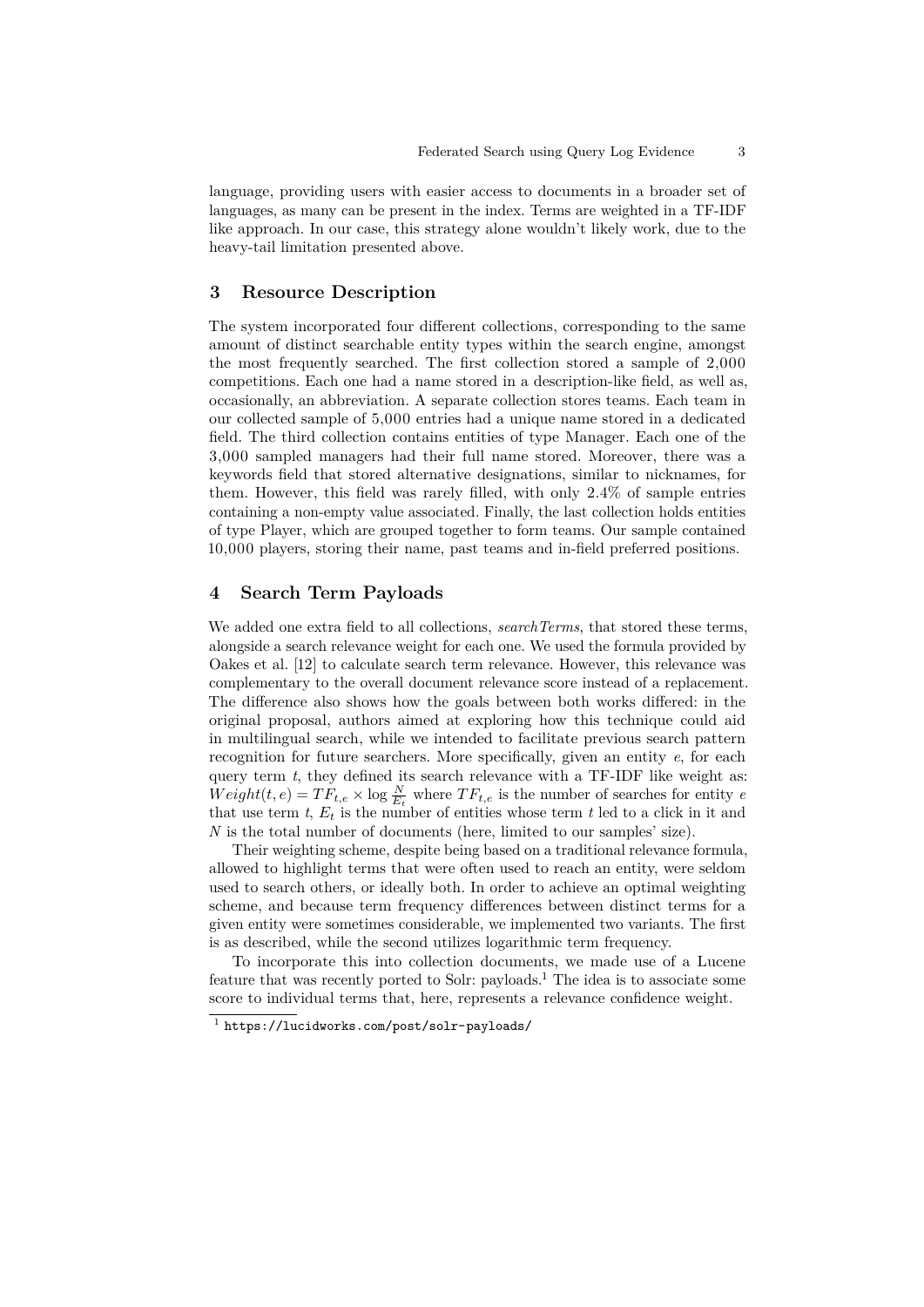language, providing users with easier access to documents in a broader set of languages, as many can be present in the index. Terms are weighted in a TF-IDF like approach. In our case, this strategy alone wouldn't likely work, due to the heavy-tail limitation presented above.

## 3 Resource Description

The system incorporated four different collections, corresponding to the same amount of distinct searchable entity types within the search engine, amongst the most frequently searched. The first collection stored a sample of 2,000 competitions. Each one had a name stored in a description-like field, as well as, occasionally, an abbreviation. A separate collection stores teams. Each team in our collected sample of 5,000 entries had a unique name stored in a dedicated field. The third collection contains entities of type Manager. Each one of the 3,000 sampled managers had their full name stored. Moreover, there was a keywords field that stored alternative designations, similar to nicknames, for them. However, this field was rarely filled, with only 2.4% of sample entries containing a non-empty value associated. Finally, the last collection holds entities of type Player, which are grouped together to form teams. Our sample contained 10,000 players, storing their name, past teams and in-field preferred positions.

## 4 Search Term Payloads

We added one extra field to all collections, *searchTerms*, that stored these terms, alongside a search relevance weight for each one. We used the formula provided by Oakes et al. [12] to calculate search term relevance. However, this relevance was complementary to the overall document relevance score instead of a replacement. The difference also shows how the goals between both works differed: in the original proposal, authors aimed at exploring how this technique could aid in multilingual search, while we intended to facilitate previous search pattern recognition for future searchers. More specifically, given an entity $e$, for each query term $t$, they defined its search relevance with a TF-IDF like weight as: $Weight(t, e) = TF_{t,e} \times \log \frac{N}{E_t}$ where $TF_{t,e}$ is the number of searches for entity $e$ that use term $t$, $E_t$ is the number of entities whose term $t$ led to a click in it and $N$ is the total number of documents (here, limited to our samples' size).

Their weighting scheme, despite being based on a traditional relevance formula, allowed to highlight terms that were often used to reach an entity, were seldom used to search others, or ideally both. In order to achieve an optimal weighting scheme, and because term frequency differences between distinct terms for a given entity were sometimes considerable, we implemented two variants. The first is as described, while the second utilizes logarithmic term frequency.

To incorporate this into collection documents, we made use of a Lucene feature that was recently ported to Solr: payloads.[1] The idea is to associate some score to individual terms that, here, represents a relevance confidence weight.

[1] https://lucidworks.com/post/solr-payloads/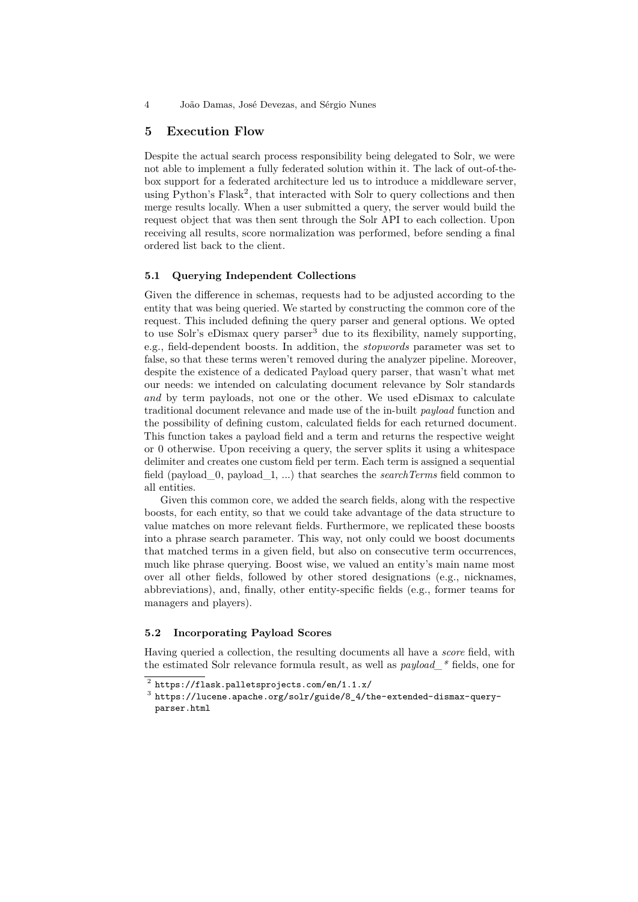## 5 Execution Flow

Despite the actual search process responsibility being delegated to Solr, we were not able to implement a fully federated solution within it. The lack of out-of-the-box support for a federated architecture led us to introduce a middleware server, using Python's Flask[2], that interacted with Solr to query collections and then merge results locally. When a user submitted a query, the server would build the request object that was then sent through the Solr API to each collection. Upon receiving all results, score normalization was performed, before sending a final ordered list back to the client.

### 5.1 Querying Independent Collections

Given the difference in schemas, requests had to be adjusted according to the entity that was being queried. We started by constructing the common core of the request. This included defining the query parser and general options. We opted to use Solr's eDismax query parser[3] due to its flexibility, namely supporting, e.g., field-dependent boosts. In addition, the *stopwords* parameter was set to false, so that these terms weren't removed during the analyzer pipeline. Moreover, despite the existence of a dedicated Payload query parser, that wasn't what met our needs: we intended on calculating document relevance by Solr standards *and* by term payloads, not one or the other. We used eDismax to calculate traditional document relevance and made use of the in-built *payload* function and the possibility of defining custom, calculated fields for each returned document. This function takes a payload field and a term and returns the respective weight or 0 otherwise. Upon receiving a query, the server splits it using a whitespace delimiter and creates one custom field per term. Each term is assigned a sequential field (payload_0, payload_1, ...) that searches the *searchTerms* field common to all entities.

Given this common core, we added the search fields, along with the respective boosts, for each entity, so that we could take advantage of the data structure to value matches on more relevant fields. Furthermore, we replicated these boosts into a phrase search parameter. This way, not only could we boost documents that matched terms in a given field, but also on consecutive term occurrences, much like phrase querying. Boost wise, we valued an entity's main name most over all other fields, followed by other stored designations (e.g., nicknames, abbreviations), and, finally, other entity-specific fields (e.g., former teams for managers and players).

### 5.2 Incorporating Payload Scores

Having queried a collection, the resulting documents all have a *score* field, with the estimated Solr relevance formula result, as well as *payload_** fields, one for

[2] https://flask.palletsprojects.com/en/1.1.x/

[3] https://lucene.apache.org/solr/guide/8_4/the-extended-dismax-query-parser.html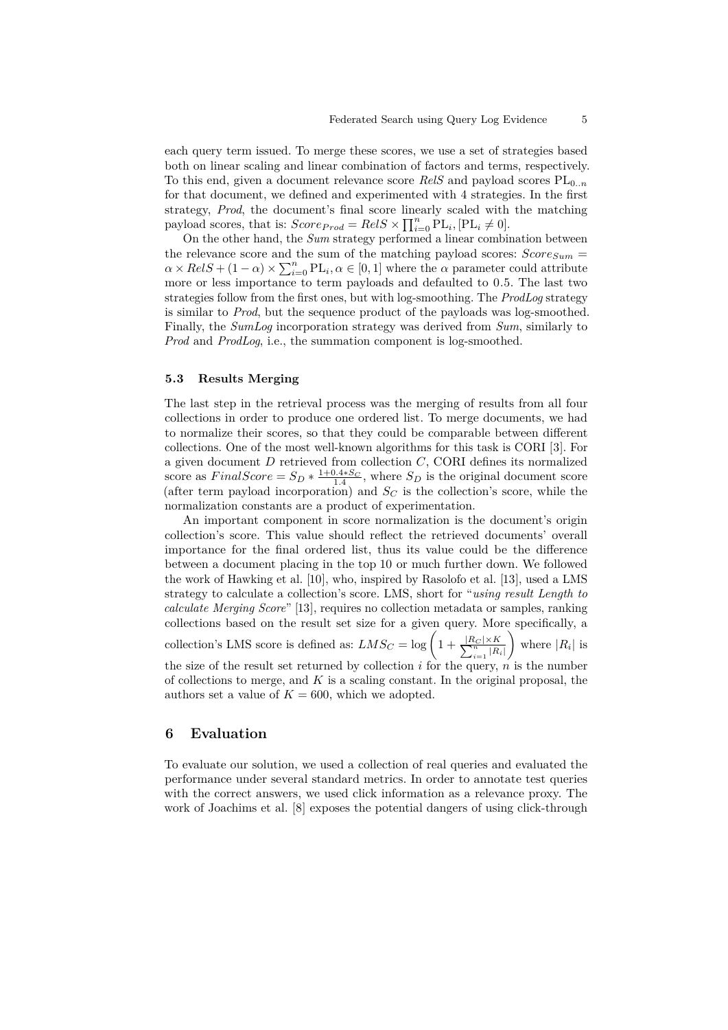each query term issued. To merge these scores, we use a set of strategies based both on linear scaling and linear combination of factors and terms, respectively. To this end, given a document relevance score *RelS* and payload scores $\mathrm{PL}_{0..n}$ for that document, we defined and experimented with 4 strategies. In the first strategy, *Prod*, the document's final score linearly scaled with the matching payload scores, that is: $Score_{Prod} = RelS \times \prod_{i=0}^{n} \mathrm{PL}_i, [\mathrm{PL}_i \neq 0]$.

On the other hand, the *Sum* strategy performed a linear combination between the relevance score and the sum of the matching payload scores: $Score_{Sum} = \alpha \times RelS + (1 - \alpha) \times \sum_{i=0}^{n} \mathrm{PL}_i, \alpha \in [0, 1]$ where the $\alpha$ parameter could attribute more or less importance to term payloads and defaulted to 0.5. The last two strategies follow from the first ones, but with log-smoothing. The *ProdLog* strategy is similar to *Prod*, but the sequence product of the payloads was log-smoothed. Finally, the *SumLog* incorporation strategy was derived from *Sum*, similarly to *Prod* and *ProdLog*, i.e., the summation component is log-smoothed.

### 5.3 Results Merging

The last step in the retrieval process was the merging of results from all four collections in order to produce one ordered list. To merge documents, we had to normalize their scores, so that they could be comparable between different collections. One of the most well-known algorithms for this task is CORI [3]. For a given document $D$ retrieved from collection $C$, CORI defines its normalized score as $FinalScore = S_D * \frac{1+0.4*S_C}{1.4}$, where $S_D$ is the original document score (after term payload incorporation) and $S_C$ is the collection's score, while the normalization constants are a product of experimentation.

An important component in score normalization is the document's origin collection's score. This value should reflect the retrieved documents' overall importance for the final ordered list, thus its value could be the difference between a document placing in the top 10 or much further down. We followed the work of Hawking et al. [10], who, inspired by Rasolofo et al. [13], used a LMS strategy to calculate a collection's score. LMS, short for "*using result Length to calculate Merging Score*" [13], requires no collection metadata or samples, ranking collections based on the result set size for a given query. More specifically, a collection's LMS score is defined as: $LMS_C = \log\left(1 + \frac{|R_C| \times K}{\sum_{i=1}^{n} |R_i|}\right)$ where $|R_i|$ is the size of the result set returned by collection $i$ for the query, $n$ is the number of collections to merge, and $K$ is a scaling constant. In the original proposal, the authors set a value of $K = 600$, which we adopted.

## 6 Evaluation

To evaluate our solution, we used a collection of real queries and evaluated the performance under several standard metrics. In order to annotate test queries with the correct answers, we used click information as a relevance proxy. The work of Joachims et al. [8] exposes the potential dangers of using click-through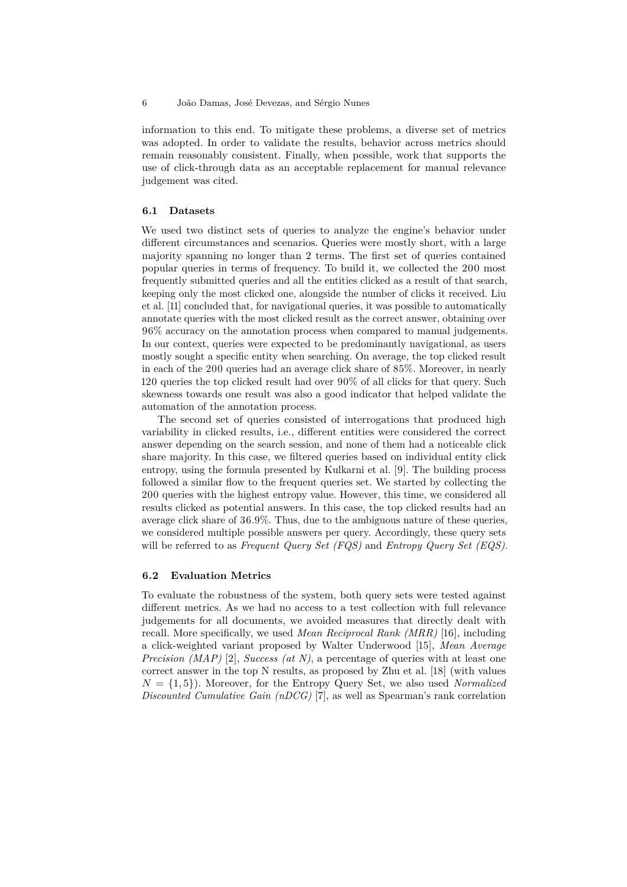information to this end. To mitigate these problems, a diverse set of metrics was adopted. In order to validate the results, behavior across metrics should remain reasonably consistent. Finally, when possible, work that supports the use of click-through data as an acceptable replacement for manual relevance judgement was cited.

### 6.1 Datasets

We used two distinct sets of queries to analyze the engine's behavior under different circumstances and scenarios. Queries were mostly short, with a large majority spanning no longer than 2 terms. The first set of queries contained popular queries in terms of frequency. To build it, we collected the 200 most frequently submitted queries and all the entities clicked as a result of that search, keeping only the most clicked one, alongside the number of clicks it received. Liu et al. [11] concluded that, for navigational queries, it was possible to automatically annotate queries with the most clicked result as the correct answer, obtaining over 96% accuracy on the annotation process when compared to manual judgements. In our context, queries were expected to be predominantly navigational, as users mostly sought a specific entity when searching. On average, the top clicked result in each of the 200 queries had an average click share of 85%. Moreover, in nearly 120 queries the top clicked result had over 90% of all clicks for that query. Such skewness towards one result was also a good indicator that helped validate the automation of the annotation process.

The second set of queries consisted of interrogations that produced high variability in clicked results, i.e., different entities were considered the correct answer depending on the search session, and none of them had a noticeable click share majority. In this case, we filtered queries based on individual entity click entropy, using the formula presented by Kulkarni et al. [9]. The building process followed a similar flow to the frequent queries set. We started by collecting the 200 queries with the highest entropy value. However, this time, we considered all results clicked as potential answers. In this case, the top clicked results had an average click share of 36.9%. Thus, due to the ambiguous nature of these queries, we considered multiple possible answers per query. Accordingly, these query sets will be referred to as *Frequent Query Set (FQS)* and *Entropy Query Set (EQS)*.

### 6.2 Evaluation Metrics

To evaluate the robustness of the system, both query sets were tested against different metrics. As we had no access to a test collection with full relevance judgements for all documents, we avoided measures that directly dealt with recall. More specifically, we used *Mean Reciprocal Rank (MRR)* [16], including a click-weighted variant proposed by Walter Underwood [15], *Mean Average Precision (MAP)* [2], *Success (at N)*, a percentage of queries with at least one correct answer in the top N results, as proposed by Zhu et al. [18] (with values $N = \{1, 5\}$). Moreover, for the Entropy Query Set, we also used *Normalized Discounted Cumulative Gain (nDCG)* [7], as well as Spearman's rank correlation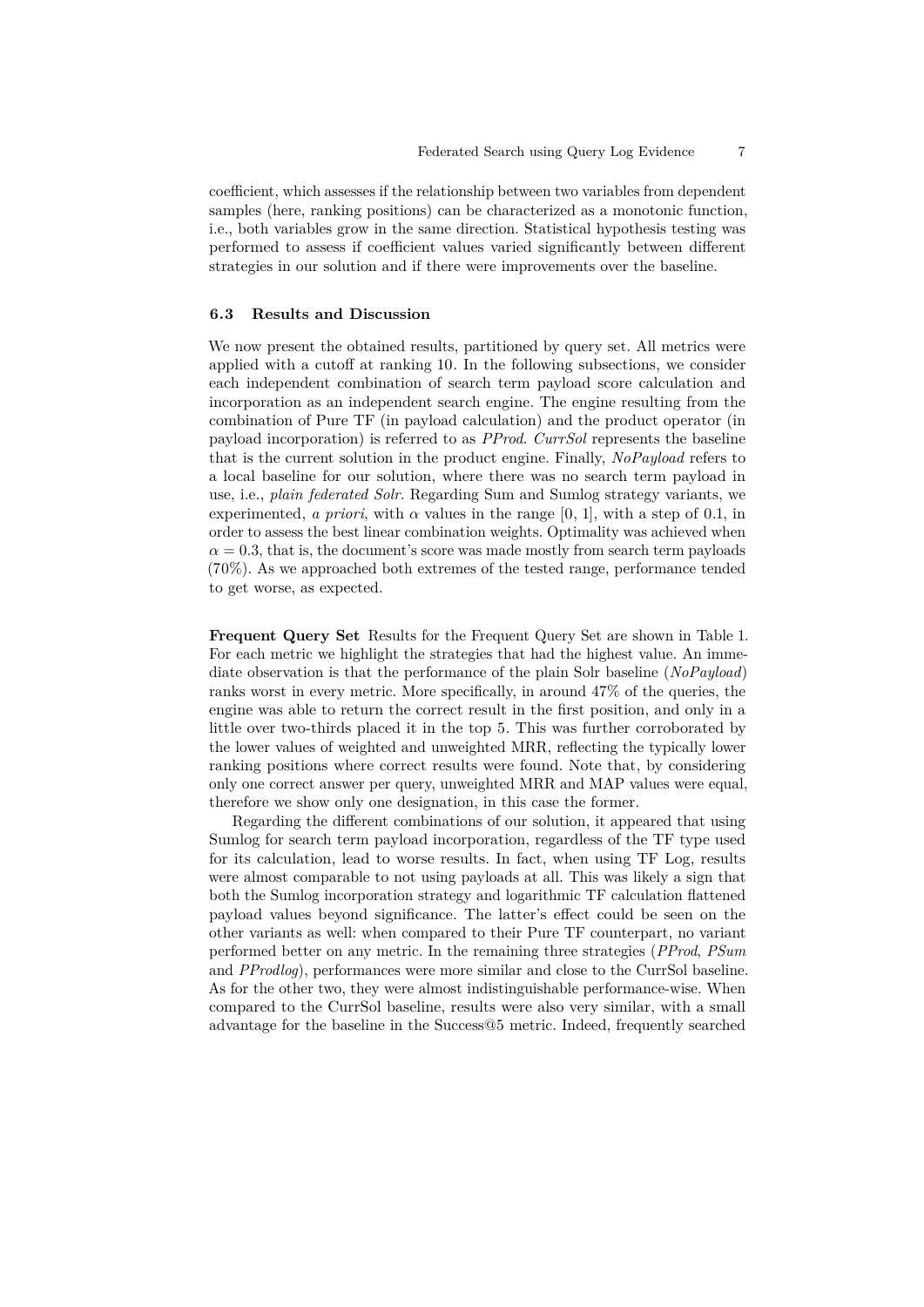coefficient, which assesses if the relationship between two variables from dependent samples (here, ranking positions) can be characterized as a monotonic function, i.e., both variables grow in the same direction. Statistical hypothesis testing was performed to assess if coefficient values varied significantly between different strategies in our solution and if there were improvements over the baseline.

### 6.3 Results and Discussion

We now present the obtained results, partitioned by query set. All metrics were applied with a cutoff at ranking 10. In the following subsections, we consider each independent combination of search term payload score calculation and incorporation as an independent search engine. The engine resulting from the combination of Pure TF (in payload calculation) and the product operator (in payload incorporation) is referred to as *PProd*. *CurrSol* represents the baseline that is the current solution in the product engine. Finally, *NoPayload* refers to a local baseline for our solution, where there was no search term payload in use, i.e., *plain federated Solr*. Regarding Sum and Sumlog strategy variants, we experimented, *a priori*, with $\alpha$ values in the range [0, 1], with a step of 0.1, in order to assess the best linear combination weights. Optimality was achieved when $\alpha = 0.3$, that is, the document's score was made mostly from search term payloads (70%). As we approached both extremes of the tested range, performance tended to get worse, as expected.

**Frequent Query Set** Results for the Frequent Query Set are shown in Table 1. For each metric we highlight the strategies that had the highest value. An immediate observation is that the performance of the plain Solr baseline (*NoPayload*) ranks worst in every metric. More specifically, in around 47% of the queries, the engine was able to return the correct result in the first position, and only in a little over two-thirds placed it in the top 5. This was further corroborated by the lower values of weighted and unweighted MRR, reflecting the typically lower ranking positions where correct results were found. Note that, by considering only one correct answer per query, unweighted MRR and MAP values were equal, therefore we show only one designation, in this case the former.

Regarding the different combinations of our solution, it appeared that using Sumlog for search term payload incorporation, regardless of the TF type used for its calculation, lead to worse results. In fact, when using TF Log, results were almost comparable to not using payloads at all. This was likely a sign that both the Sumlog incorporation strategy and logarithmic TF calculation flattened payload values beyond significance. The latter's effect could be seen on the other variants as well: when compared to their Pure TF counterpart, no variant performed better on any metric. In the remaining three strategies (*PProd*, *PSum* and *PProdlog*), performances were more similar and close to the CurrSol baseline. As for the other two, they were almost indistinguishable performance-wise. When compared to the CurrSol baseline, results were also very similar, with a small advantage for the baseline in the Success@5 metric. Indeed, frequently searched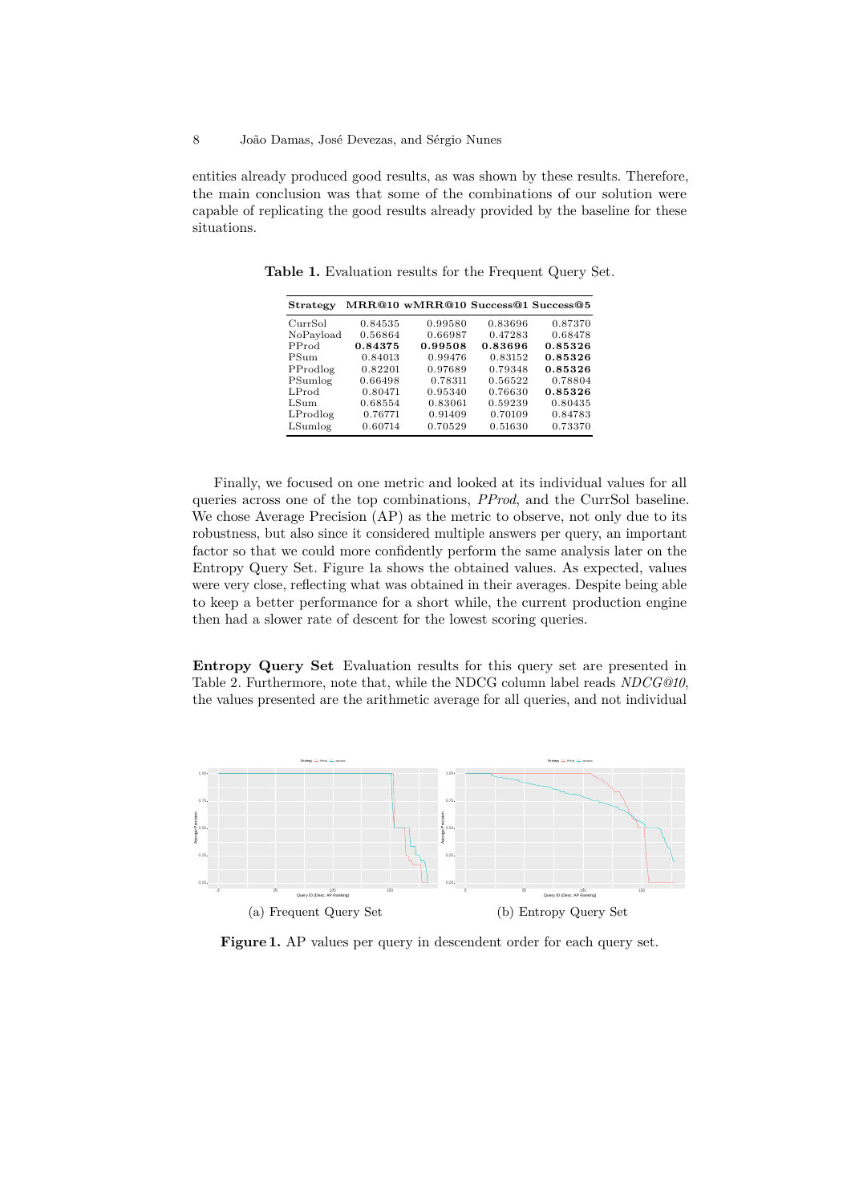entities already produced good results, as was shown by these results. Therefore, the main conclusion was that some of the combinations of our solution were capable of replicating the good results already provided by the baseline for these situations.

**Table 1.** Evaluation results for the Frequent Query Set.

| Strategy | MRR@10 | wMRR@10 | Success@1 | Success@5 |
|---|---|---|---|---|
| CurrSol | 0.84535 | 0.99580 | 0.83696 | 0.87370 |
| NoPayload | 0.56864 | 0.66987 | 0.47283 | 0.68478 |
| PProd | **0.84375** | **0.99508** | **0.83696** | **0.85326** |
| PSum | 0.84013 | 0.99476 | 0.83152 | **0.85326** |
| PProdlog | 0.82201 | 0.97689 | 0.79348 | **0.85326** |
| PSumlog | 0.66498 | 0.78311 | 0.56522 | 0.78804 |
| LProd | 0.80471 | 0.95340 | 0.76630 | **0.85326** |
| LSum | 0.68554 | 0.83061 | 0.59239 | 0.80435 |
| LProdlog | 0.76771 | 0.91409 | 0.70109 | 0.84783 |
| LSumlog | 0.60714 | 0.70529 | 0.51630 | 0.73370 |

Finally, we focused on one metric and looked at its individual values for all queries across one of the top combinations, *PProd*, and the CurrSol baseline. We chose Average Precision (AP) as the metric to observe, not only due to its robustness, but also since it considered multiple answers per query, an important factor so that we could more confidently perform the same analysis later on the Entropy Query Set. Figure 1a shows the obtained values. As expected, values were very close, reflecting what was obtained in their averages. Despite being able to keep a better performance for a short while, the current production engine then had a slower rate of descent for the lowest scoring queries.

**Entropy Query Set** Evaluation results for this query set are presented in Table 2. Furthermore, note that, while the NDCG column label reads *NDCG@10*, the values presented are the arithmetic average for all queries, and not individual

(a) Frequent Query Set

(b) Entropy Query Set

**Figure 1.** AP values per query in descendent order for each query set.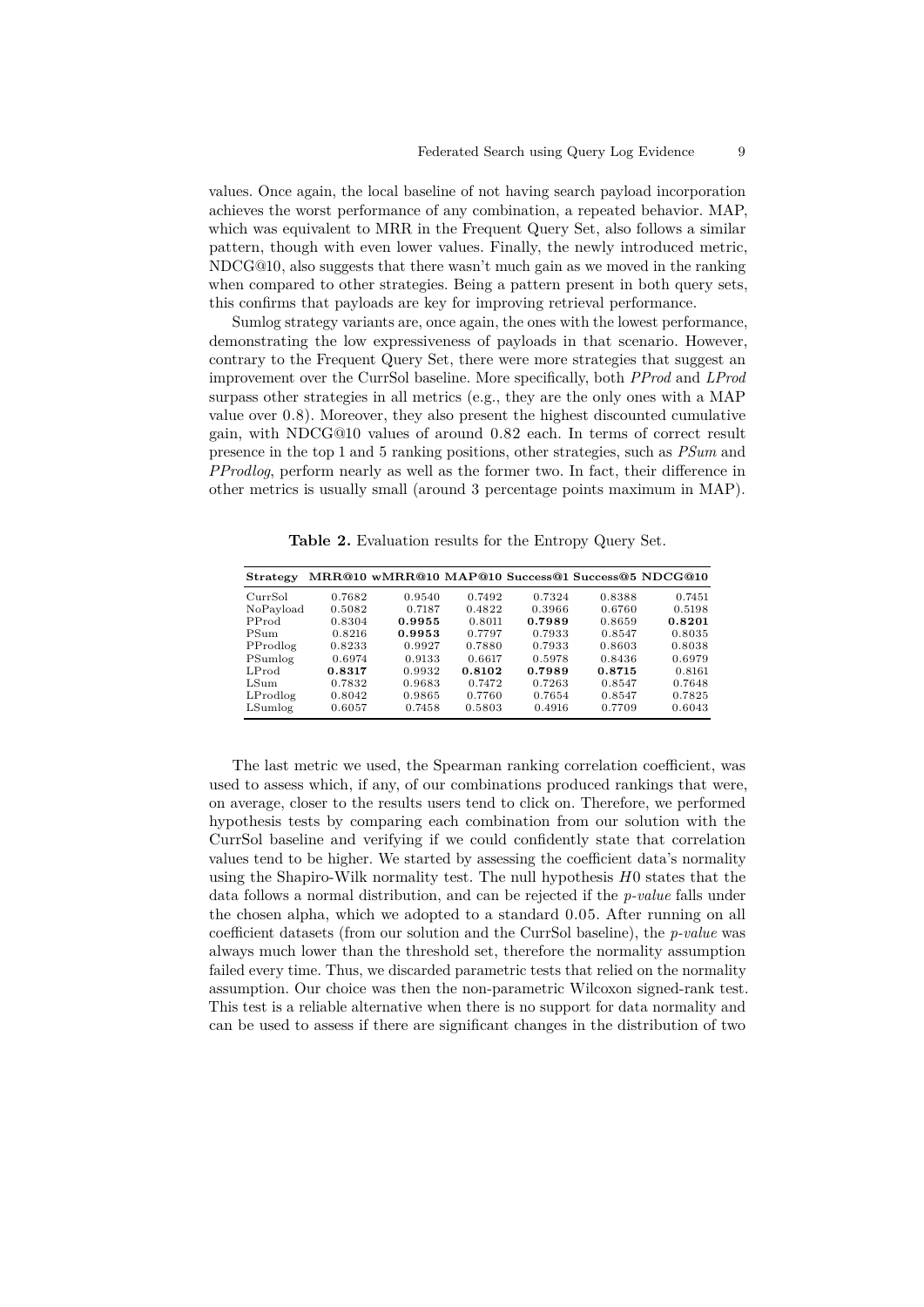values. Once again, the local baseline of not having search payload incorporation achieves the worst performance of any combination, a repeated behavior. MAP, which was equivalent to MRR in the Frequent Query Set, also follows a similar pattern, though with even lower values. Finally, the newly introduced metric, NDCG@10, also suggests that there wasn't much gain as we moved in the ranking when compared to other strategies. Being a pattern present in both query sets, this confirms that payloads are key for improving retrieval performance.

Sumlog strategy variants are, once again, the ones with the lowest performance, demonstrating the low expressiveness of payloads in that scenario. However, contrary to the Frequent Query Set, there were more strategies that suggest an improvement over the CurrSol baseline. More specifically, both *PProd* and *LProd* surpass other strategies in all metrics (e.g., they are the only ones with a MAP value over 0.8). Moreover, they also present the highest discounted cumulative gain, with NDCG@10 values of around 0.82 each. In terms of correct result presence in the top 1 and 5 ranking positions, other strategies, such as *PSum* and *PProdlog*, perform nearly as well as the former two. In fact, their difference in other metrics is usually small (around 3 percentage points maximum in MAP).

**Table 2.** Evaluation results for the Entropy Query Set.

| Strategy | MRR@10 | wMRR@10 | MAP@10 | Success@1 | Success@5 | NDCG@10 |
|---|---|---|---|---|---|---|
| CurrSol | 0.7682 | 0.9540 | 0.7492 | 0.7324 | 0.8388 | 0.7451 |
| NoPayload | 0.5082 | 0.7187 | 0.4822 | 0.3966 | 0.6760 | 0.5198 |
| PProd | 0.8304 | **0.9955** | 0.8011 | **0.7989** | 0.8659 | **0.8201** |
| PSum | 0.8216 | **0.9953** | 0.7797 | 0.7933 | 0.8547 | 0.8035 |
| PProdlog | 0.8233 | 0.9927 | 0.7880 | 0.7933 | 0.8603 | 0.8038 |
| PSumlog | 0.6974 | 0.9133 | 0.6617 | 0.5978 | 0.8436 | 0.6979 |
| LProd | **0.8317** | 0.9932 | **0.8102** | **0.7989** | **0.8715** | 0.8161 |
| LSum | 0.7832 | 0.9683 | 0.7472 | 0.7263 | 0.8547 | 0.7648 |
| LProdlog | 0.8042 | 0.9865 | 0.7760 | 0.7654 | 0.8547 | 0.7825 |
| LSumlog | 0.6057 | 0.7458 | 0.5803 | 0.4916 | 0.7709 | 0.6043 |

The last metric we used, the Spearman ranking correlation coefficient, was used to assess which, if any, of our combinations produced rankings that were, on average, closer to the results users tend to click on. Therefore, we performed hypothesis tests by comparing each combination from our solution with the CurrSol baseline and verifying if we could confidently state that correlation values tend to be higher. We started by assessing the coefficient data's normality using the Shapiro-Wilk normality test. The null hypothesis $H0$ states that the data follows a normal distribution, and can be rejected if the *p-value* falls under the chosen alpha, which we adopted to a standard 0.05. After running on all coefficient datasets (from our solution and the CurrSol baseline), the *p-value* was always much lower than the threshold set, therefore the normality assumption failed every time. Thus, we discarded parametric tests that relied on the normality assumption. Our choice was then the non-parametric Wilcoxon signed-rank test. This test is a reliable alternative when there is no support for data normality and can be used to assess if there are significant changes in the distribution of two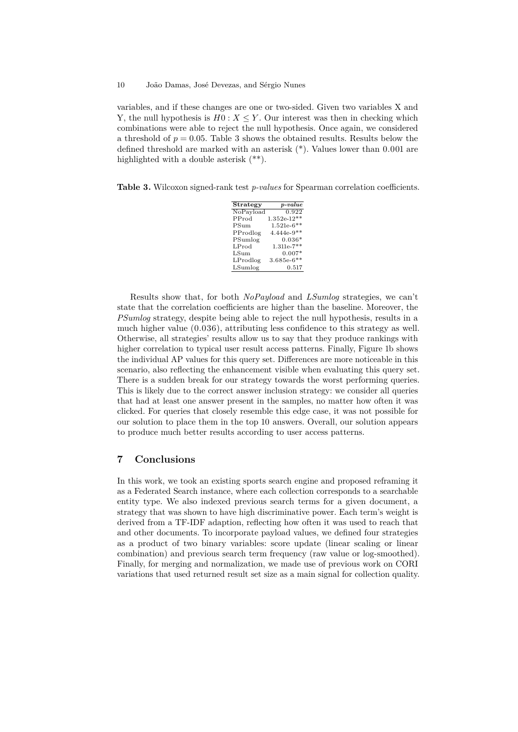variables, and if these changes are one or two-sided. Given two variables X and Y, the null hypothesis is $H0 : X \leq Y$. Our interest was then in checking which combinations were able to reject the null hypothesis. Once again, we considered a threshold of $p = 0.05$. Table 3 shows the obtained results. Results below the defined threshold are marked with an asterisk (*). Values lower than 0.001 are highlighted with a double asterisk (**).

**Table 3.** Wilcoxon signed-rank test *p-values* for Spearman correlation coefficients.

| Strategy | *p-value* |
|---|---|
| NoPayload | 0.922 |
| PProd | 1.352e-12** |
| PSum | 1.521e-6** |
| PProdlog | 4.444e-9** |
| PSumlog | 0.036* |
| LProd | 1.311e-7** |
| LSum | 0.007* |
| LProdlog | 3.685e-6** |
| LSumlog | 0.517 |

Results show that, for both *NoPayload* and *LSumlog* strategies, we can't state that the correlation coefficients are higher than the baseline. Moreover, the *PSumlog* strategy, despite being able to reject the null hypothesis, results in a much higher value (0.036), attributing less confidence to this strategy as well. Otherwise, all strategies' results allow us to say that they produce rankings with higher correlation to typical user result access patterns. Finally, Figure 1b shows the individual AP values for this query set. Differences are more noticeable in this scenario, also reflecting the enhancement visible when evaluating this query set. There is a sudden break for our strategy towards the worst performing queries. This is likely due to the correct answer inclusion strategy: we consider all queries that had at least one answer present in the samples, no matter how often it was clicked. For queries that closely resemble this edge case, it was not possible for our solution to place them in the top 10 answers. Overall, our solution appears to produce much better results according to user access patterns.

## 7 Conclusions

In this work, we took an existing sports search engine and proposed reframing it as a Federated Search instance, where each collection corresponds to a searchable entity type. We also indexed previous search terms for a given document, a strategy that was shown to have high discriminative power. Each term's weight is derived from a TF-IDF adaption, reflecting how often it was used to reach that and other documents. To incorporate payload values, we defined four strategies as a product of two binary variables: score update (linear scaling or linear combination) and previous search term frequency (raw value or log-smoothed). Finally, for merging and normalization, we made use of previous work on CORI variations that used returned result set size as a main signal for collection quality.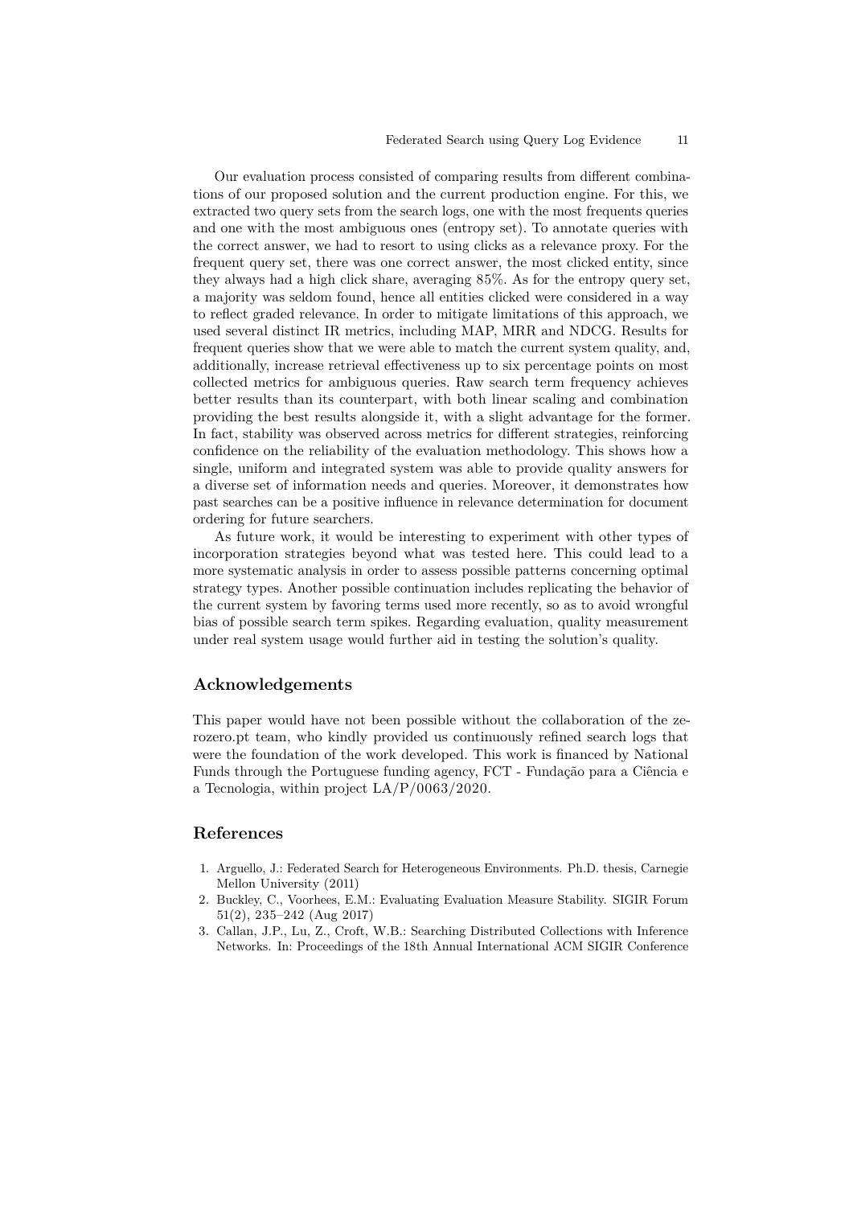Our evaluation process consisted of comparing results from different combinations of our proposed solution and the current production engine. For this, we extracted two query sets from the search logs, one with the most frequents queries and one with the most ambiguous ones (entropy set). To annotate queries with the correct answer, we had to resort to using clicks as a relevance proxy. For the frequent query set, there was one correct answer, the most clicked entity, since they always had a high click share, averaging 85%. As for the entropy query set, a majority was seldom found, hence all entities clicked were considered in a way to reflect graded relevance. In order to mitigate limitations of this approach, we used several distinct IR metrics, including MAP, MRR and NDCG. Results for frequent queries show that we were able to match the current system quality, and, additionally, increase retrieval effectiveness up to six percentage points on most collected metrics for ambiguous queries. Raw search term frequency achieves better results than its counterpart, with both linear scaling and combination providing the best results alongside it, with a slight advantage for the former. In fact, stability was observed across metrics for different strategies, reinforcing confidence on the reliability of the evaluation methodology. This shows how a single, uniform and integrated system was able to provide quality answers for a diverse set of information needs and queries. Moreover, it demonstrates how past searches can be a positive influence in relevance determination for document ordering for future searchers.

As future work, it would be interesting to experiment with other types of incorporation strategies beyond what was tested here. This could lead to a more systematic analysis in order to assess possible patterns concerning optimal strategy types. Another possible continuation includes replicating the behavior of the current system by favoring terms used more recently, so as to avoid wrongful bias of possible search term spikes. Regarding evaluation, quality measurement under real system usage would further aid in testing the solution's quality.

## Acknowledgements

This paper would have not been possible without the collaboration of the zerozero.pt team, who kindly provided us continuously refined search logs that were the foundation of the work developed. This work is financed by National Funds through the Portuguese funding agency, FCT - Fundação para a Ciência e a Tecnologia, within project LA/P/0063/2020.

## References

1. Arguello, J.: Federated Search for Heterogeneous Environments. Ph.D. thesis, Carnegie Mellon University (2011)
2. Buckley, C., Voorhees, E.M.: Evaluating Evaluation Measure Stability. SIGIR Forum 51(2), 235–242 (Aug 2017)
3. Callan, J.P., Lu, Z., Croft, W.B.: Searching Distributed Collections with Inference Networks. In: Proceedings of the 18th Annual International ACM SIGIR Conference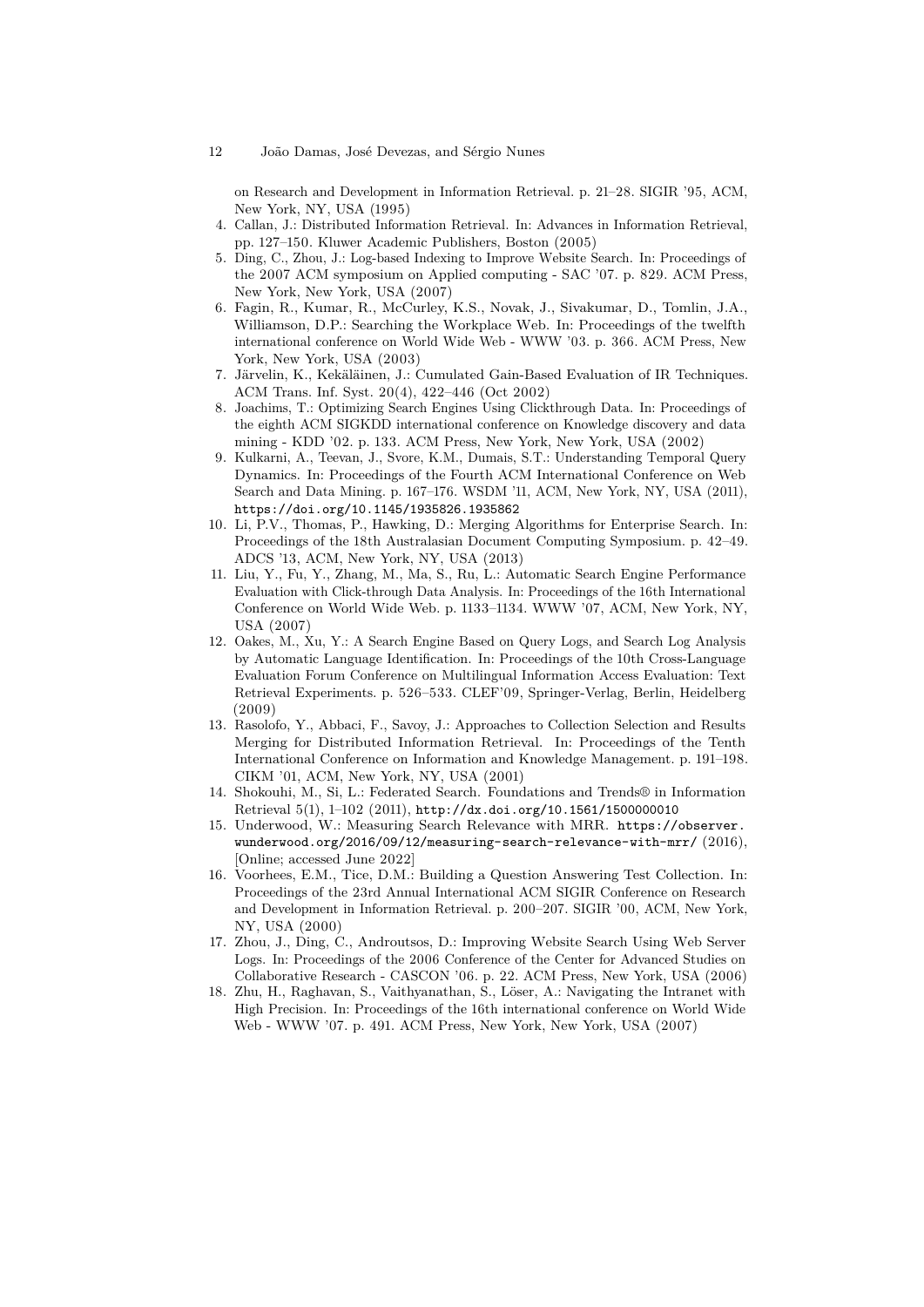on Research and Development in Information Retrieval. p. 21–28. SIGIR '95, ACM, New York, NY, USA (1995)

4. Callan, J.: Distributed Information Retrieval. In: Advances in Information Retrieval, pp. 127–150. Kluwer Academic Publishers, Boston (2005)
5. Ding, C., Zhou, J.: Log-based Indexing to Improve Website Search. In: Proceedings of the 2007 ACM symposium on Applied computing - SAC '07. p. 829. ACM Press, New York, New York, USA (2007)
6. Fagin, R., Kumar, R., McCurley, K.S., Novak, J., Sivakumar, D., Tomlin, J.A., Williamson, D.P.: Searching the Workplace Web. In: Proceedings of the twelfth international conference on World Wide Web - WWW '03. p. 366. ACM Press, New York, New York, USA (2003)
7. Järvelin, K., Kekäläinen, J.: Cumulated Gain-Based Evaluation of IR Techniques. ACM Trans. Inf. Syst. 20(4), 422–446 (Oct 2002)
8. Joachims, T.: Optimizing Search Engines Using Clickthrough Data. In: Proceedings of the eighth ACM SIGKDD international conference on Knowledge discovery and data mining - KDD '02. p. 133. ACM Press, New York, New York, USA (2002)
9. Kulkarni, A., Teevan, J., Svore, K.M., Dumais, S.T.: Understanding Temporal Query Dynamics. In: Proceedings of the Fourth ACM International Conference on Web Search and Data Mining. p. 167–176. WSDM '11, ACM, New York, NY, USA (2011), `https://doi.org/10.1145/1935826.1935862`
10. Li, P.V., Thomas, P., Hawking, D.: Merging Algorithms for Enterprise Search. In: Proceedings of the 18th Australasian Document Computing Symposium. p. 42–49. ADCS '13, ACM, New York, NY, USA (2013)
11. Liu, Y., Fu, Y., Zhang, M., Ma, S., Ru, L.: Automatic Search Engine Performance Evaluation with Click-through Data Analysis. In: Proceedings of the 16th International Conference on World Wide Web. p. 1133–1134. WWW '07, ACM, New York, NY, USA (2007)
12. Oakes, M., Xu, Y.: A Search Engine Based on Query Logs, and Search Log Analysis by Automatic Language Identification. In: Proceedings of the 10th Cross-Language Evaluation Forum Conference on Multilingual Information Access Evaluation: Text Retrieval Experiments. p. 526–533. CLEF'09, Springer-Verlag, Berlin, Heidelberg (2009)
13. Rasolofo, Y., Abbaci, F., Savoy, J.: Approaches to Collection Selection and Results Merging for Distributed Information Retrieval. In: Proceedings of the Tenth International Conference on Information and Knowledge Management. p. 191–198. CIKM '01, ACM, New York, NY, USA (2001)
14. Shokouhi, M., Si, L.: Federated Search. Foundations and Trends® in Information Retrieval 5(1), 1–102 (2011), `http://dx.doi.org/10.1561/1500000010`
15. Underwood, W.: Measuring Search Relevance with MRR. `https://observer.wunderwood.org/2016/09/12/measuring-search-relevance-with-mrr/` (2016), [Online; accessed June 2022]
16. Voorhees, E.M., Tice, D.M.: Building a Question Answering Test Collection. In: Proceedings of the 23rd Annual International ACM SIGIR Conference on Research and Development in Information Retrieval. p. 200–207. SIGIR '00, ACM, New York, NY, USA (2000)
17. Zhou, J., Ding, C., Androutsos, D.: Improving Website Search Using Web Server Logs. In: Proceedings of the 2006 Conference of the Center for Advanced Studies on Collaborative Research - CASCON '06. p. 22. ACM Press, New York, USA (2006)
18. Zhu, H., Raghavan, S., Vaithyanathan, S., Löser, A.: Navigating the Intranet with High Precision. In: Proceedings of the 16th international conference on World Wide Web - WWW '07. p. 491. ACM Press, New York, New York, USA (2007)